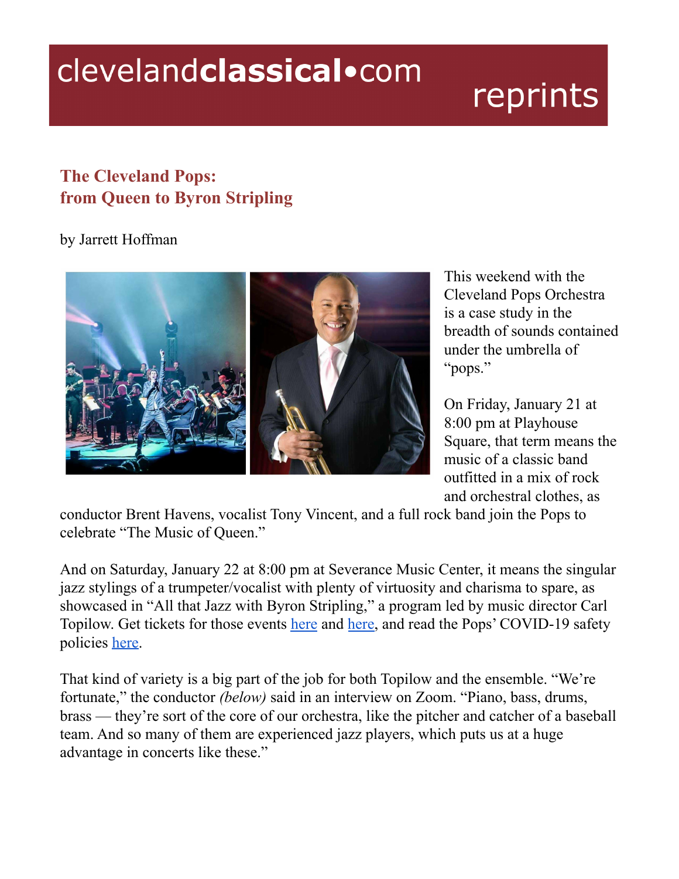# The Cleveland Pops: from Queen to Byron Stripling

by Jarrett Hoffman

This weekend with the Cleveland Pops Orchestra is a case study in the breadth of sounds contained under the umbrella of "pops."

On Friday, January 21 at 8:00 pm at Playhouse Square, that term means the music of a classic band outfitted in a mix of rock and orchestral clothes, as conductor Brent Havens, vocalist Tony Vincent, and a full rock band join the Pops to celebrate "The Music of Queen."

And on Saturday, January 22 at 8:00 pm at Severance Music Center, it means the singular jazz stylings of a trumpeter/vocalist with plenty of virtuosity and charisma to spare, as showcased in "All that Jazz with Byron Stripling," a program led by music director Carl Topilow. Get tickets for those events here and here, and read the Pops' COVID-19 safety policies here.

That kind of variety is a big part of the job for both Topilow and the ensemble. "We're fortunate," the conductor *(below)* said in an interview on Zoom. "Piano, bass, drums, brass — they're sort of the core of our orchestra, like the pitcher and catcher of a baseball team. And so many of them are experienced jazz players, which puts us at a huge advantage in concerts like these."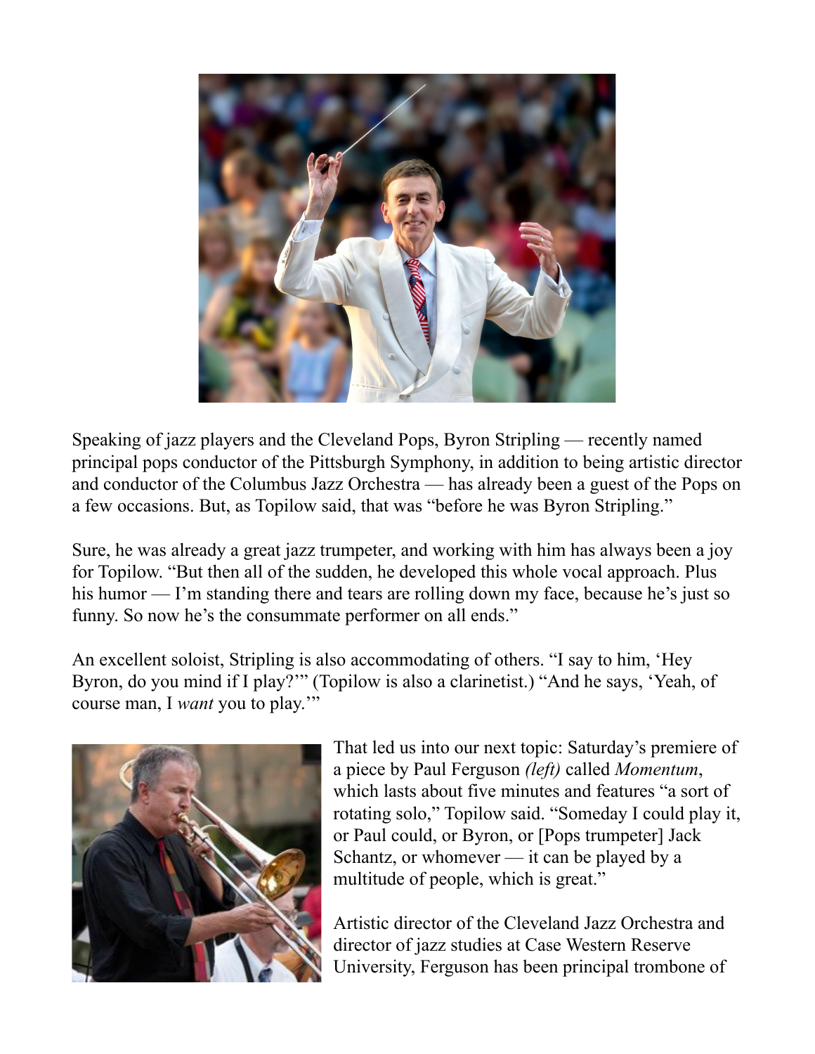Speaking of jazz players and the Cleveland Pops, Byron Stripling — recently named principal pops conductor of the Pittsburgh Symphony, in addition to being artistic director and conductor of the Columbus Jazz Orchestra — has already been a guest of the Pops on a few occasions. But, as Topilow said, that was "before he was Byron Stripling."

Sure, he was already a great jazz trumpeter, and working with him has always been a joy for Topilow. "But then all of the sudden, he developed this whole vocal approach. Plus his humor — I'm standing there and tears are rolling down my face, because he's just so funny. So now he's the consummate performer on all ends."

An excellent soloist, Stripling is also accommodating of others. "I say to him, 'Hey Byron, do you mind if I play?'" (Topilow is also a clarinetist.) "And he says, 'Yeah, of course man, I *want* you to play.'"

That led us into our next topic: Saturday's premiere of a piece by Paul Ferguson *(left)* called *Momentum*, which lasts about five minutes and features "a sort of rotating solo," Topilow said. "Someday I could play it, or Paul could, or Byron, or [Pops trumpeter] Jack Schantz, or whomever — it can be played by a multitude of people, which is great."

Artistic director of the Cleveland Jazz Orchestra and director of jazz studies at Case Western Reserve University, Ferguson has been principal trombone of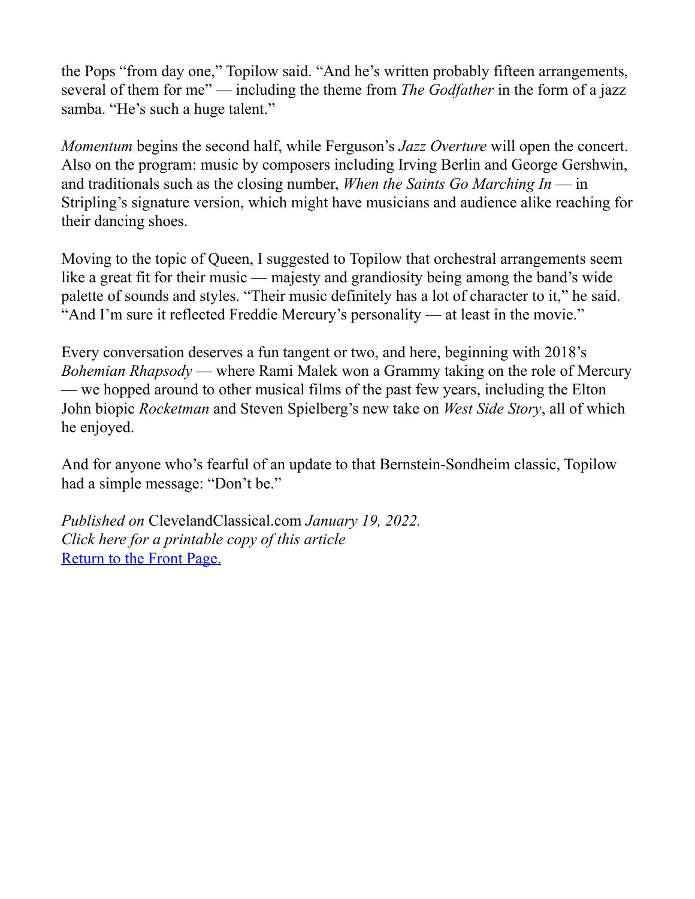the Pops "from day one," Topilow said. "And he's written probably fifteen arrangements, several of them for me" — including the theme from *The Godfather* in the form of a jazz samba. "He's such a huge talent."

*Momentum* begins the second half, while Ferguson's *Jazz Overture* will open the concert. Also on the program: music by composers including Irving Berlin and George Gershwin, and traditionals such as the closing number, *When the Saints Go Marching In* — in Stripling's signature version, which might have musicians and audience alike reaching for their dancing shoes.

Moving to the topic of Queen, I suggested to Topilow that orchestral arrangements seem like a great fit for their music — majesty and grandiosity being among the band's wide palette of sounds and styles. "Their music definitely has a lot of character to it," he said. "And I'm sure it reflected Freddie Mercury's personality — at least in the movie."

Every conversation deserves a fun tangent or two, and here, beginning with 2018's *Bohemian Rhapsody* — where Rami Malek won a Grammy taking on the role of Mercury — we hopped around to other musical films of the past few years, including the Elton John biopic *Rocketman* and Steven Spielberg's new take on *West Side Story*, all of which he enjoyed.

And for anyone who's fearful of an update to that Bernstein-Sondheim classic, Topilow had a simple message: "Don't be."

*Published on* ClevelandClassical.com *January 19, 2022.*
*Click here for a printable copy of this article*
[Return to the Front Page.]()